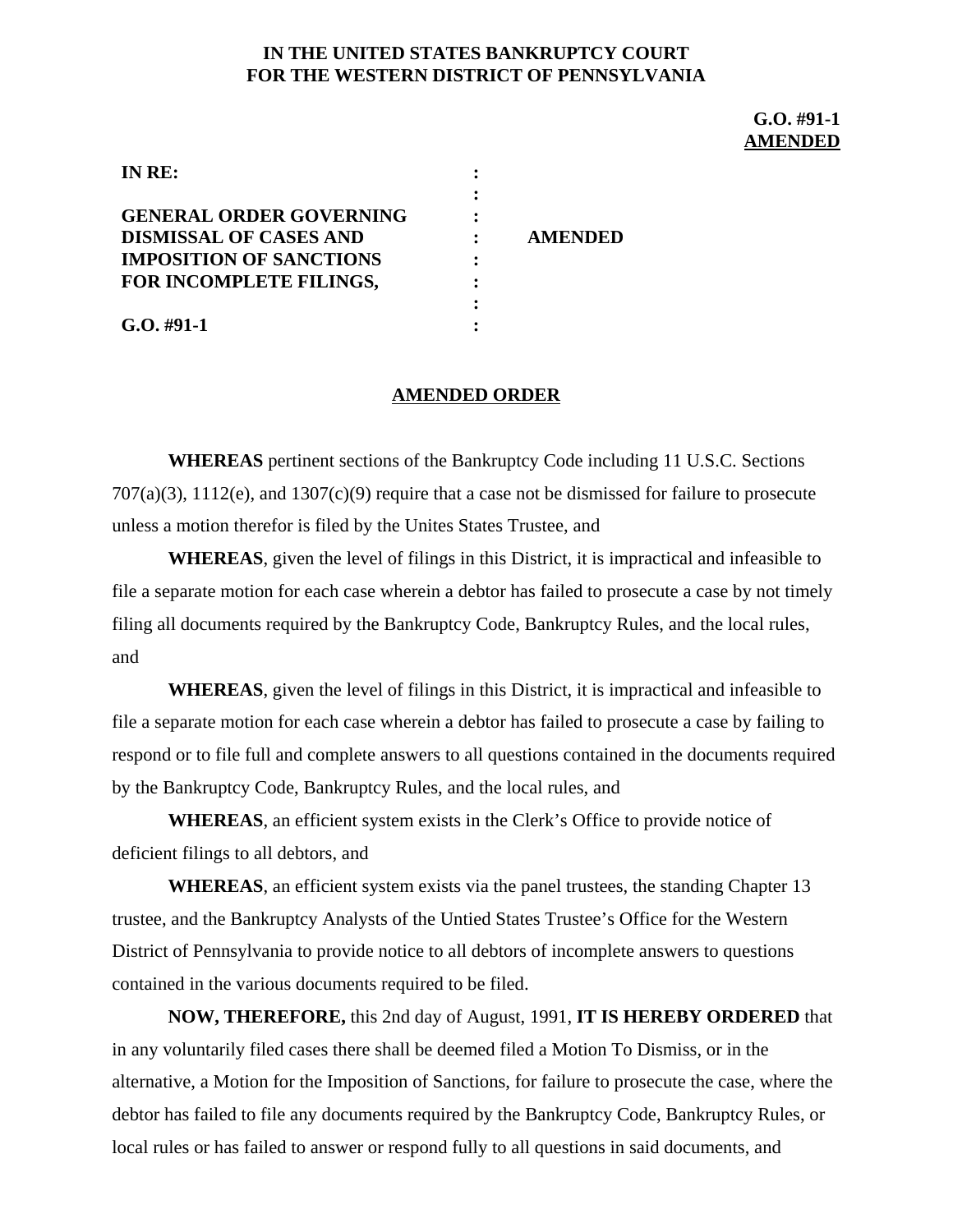**IN THE UNITED STATES BANKRUPTCY COURT**
**FOR THE WESTERN DISTRICT OF PENNSYLVANIA**

**G.O. #91-1**
**AMENDED**

| | | |
|---|---|---|
| **IN RE:** | : | |
| | : | |
| **GENERAL ORDER GOVERNING** | : | |
| **DISMISSAL OF CASES AND** | : | **AMENDED** |
| **IMPOSITION OF SANCTIONS** | : | |
| **FOR INCOMPLETE FILINGS,** | : | |
| | : | |
| **G.O. #91-1** | : | |

**AMENDED ORDER**

**WHEREAS** pertinent sections of the Bankruptcy Code including 11 U.S.C. Sections 707(a)(3), 1112(e), and 1307(c)(9) require that a case not be dismissed for failure to prosecute unless a motion therefor is filed by the Unites States Trustee, and

**WHEREAS**, given the level of filings in this District, it is impractical and infeasible to file a separate motion for each case wherein a debtor has failed to prosecute a case by not timely filing all documents required by the Bankruptcy Code, Bankruptcy Rules, and the local rules, and

**WHEREAS**, given the level of filings in this District, it is impractical and infeasible to file a separate motion for each case wherein a debtor has failed to prosecute a case by failing to respond or to file full and complete answers to all questions contained in the documents required by the Bankruptcy Code, Bankruptcy Rules, and the local rules, and

**WHEREAS**, an efficient system exists in the Clerk's Office to provide notice of deficient filings to all debtors, and

**WHEREAS**, an efficient system exists via the panel trustees, the standing Chapter 13 trustee, and the Bankruptcy Analysts of the Untied States Trustee's Office for the Western District of Pennsylvania to provide notice to all debtors of incomplete answers to questions contained in the various documents required to be filed.

**NOW, THEREFORE,** this 2nd day of August, 1991, **IT IS HEREBY ORDERED** that in any voluntarily filed cases there shall be deemed filed a Motion To Dismiss, or in the alternative, a Motion for the Imposition of Sanctions, for failure to prosecute the case, where the debtor has failed to file any documents required by the Bankruptcy Code, Bankruptcy Rules, or local rules or has failed to answer or respond fully to all questions in said documents, and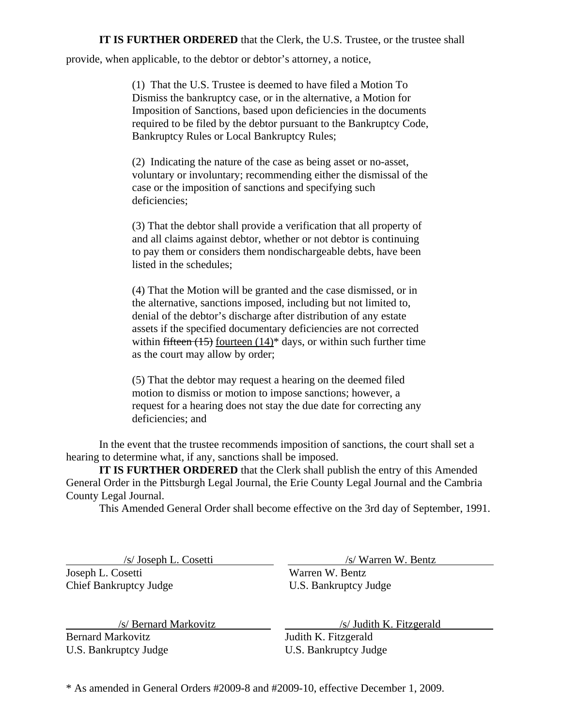**IT IS FURTHER ORDERED** that the Clerk, the U.S. Trustee, or the trustee shall provide, when applicable, to the debtor or debtor's attorney, a notice,

> (1) That the U.S. Trustee is deemed to have filed a Motion To Dismiss the bankruptcy case, or in the alternative, a Motion for Imposition of Sanctions, based upon deficiencies in the documents required to be filed by the debtor pursuant to the Bankruptcy Code, Bankruptcy Rules or Local Bankruptcy Rules;
>
> (2) Indicating the nature of the case as being asset or no-asset, voluntary or involuntary; recommending either the dismissal of the case or the imposition of sanctions and specifying such deficiencies;
>
> (3) That the debtor shall provide a verification that all property of and all claims against debtor, whether or not debtor is continuing to pay them or considers them nondischargeable debts, have been listed in the schedules;
>
> (4) That the Motion will be granted and the case dismissed, or in the alternative, sanctions imposed, including but not limited to, denial of the debtor's discharge after distribution of any estate assets if the specified documentary deficiencies are not corrected within ~~fifteen (15)~~ <u>fourteen (14)</u>* days, or within such further time as the court may allow by order;
>
> (5) That the debtor may request a hearing on the deemed filed motion to dismiss or motion to impose sanctions; however, a request for a hearing does not stay the due date for correcting any deficiencies; and

In the event that the trustee recommends imposition of sanctions, the court shall set a hearing to determine what, if any, sanctions shall be imposed.

**IT IS FURTHER ORDERED** that the Clerk shall publish the entry of this Amended General Order in the Pittsburgh Legal Journal, the Erie County Legal Journal and the Cambria County Legal Journal.

This Amended General Order shall become effective on the 3rd day of September, 1991.

| | |
|---|---|
| /s/ Joseph L. Cosetti | /s/ Warren W. Bentz |
| Joseph L. Cosetti<br>Chief Bankruptcy Judge | Warren W. Bentz<br>U.S. Bankruptcy Judge |
| /s/ Bernard Markovitz | /s/ Judith K. Fitzgerald |
| Bernard Markovitz<br>U.S. Bankruptcy Judge | Judith K. Fitzgerald<br>U.S. Bankruptcy Judge |

* As amended in General Orders #2009-8 and #2009-10, effective December 1, 2009.